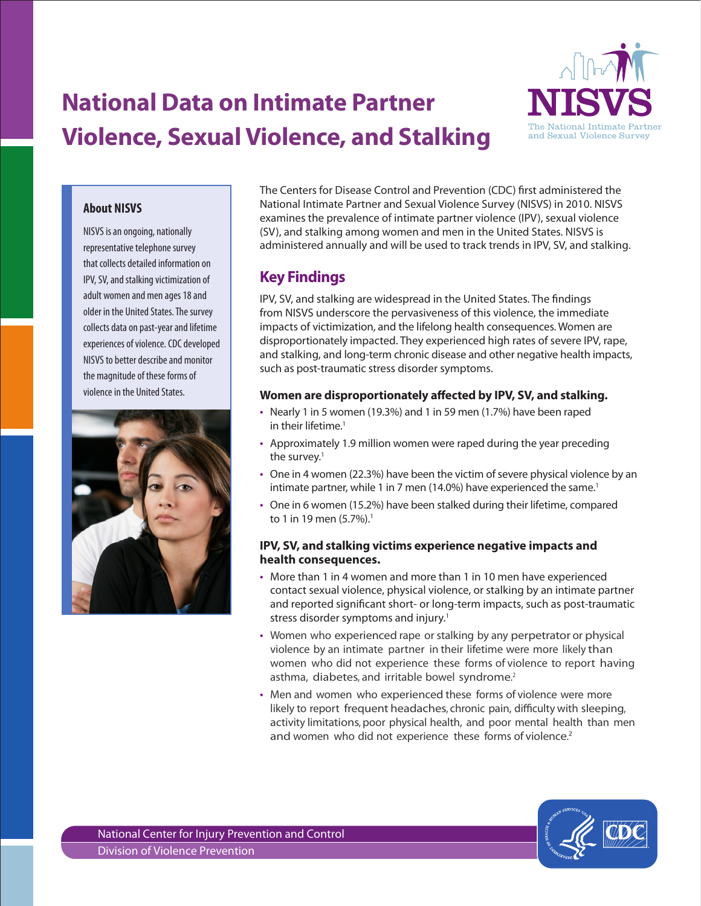# National Data on Intimate Partner Violence, Sexual Violence, and Stalking

NISVS
The National Intimate Partner and Sexual Violence Survey

### About NISVS

NISVS is an ongoing, nationally representative telephone survey that collects detailed information on IPV, SV, and stalking victimization of adult women and men ages 18 and older in the United States. The survey collects data on past-year and lifetime experiences of violence. CDC developed NISVS to better describe and monitor the magnitude of these forms of violence in the United States.

The Centers for Disease Control and Prevention (CDC) first administered the National Intimate Partner and Sexual Violence Survey (NISVS) in 2010. NISVS examines the prevalence of intimate partner violence (IPV), sexual violence (SV), and stalking among women and men in the United States. NISVS is administered annually and will be used to track trends in IPV, SV, and stalking.

## Key Findings

IPV, SV, and stalking are widespread in the United States. The findings from NISVS underscore the pervasiveness of this violence, the immediate impacts of victimization, and the lifelong health consequences. Women are disproportionately impacted. They experienced high rates of severe IPV, rape, and stalking, and long-term chronic disease and other negative health impacts, such as post-traumatic stress disorder symptoms.

### Women are disproportionately affected by IPV, SV, and stalking.

- Nearly 1 in 5 women (19.3%) and 1 in 59 men (1.7%) have been raped in their lifetime.[1]
- Approximately 1.9 million women were raped during the year preceding the survey.[1]
- One in 4 women (22.3%) have been the victim of severe physical violence by an intimate partner, while 1 in 7 men (14.0%) have experienced the same.[1]
- One in 6 women (15.2%) have been stalked during their lifetime, compared to 1 in 19 men (5.7%).[1]

### IPV, SV, and stalking victims experience negative impacts and health consequences.

- More than 1 in 4 women and more than 1 in 10 men have experienced contact sexual violence, physical violence, or stalking by an intimate partner and reported significant short- or long-term impacts, such as post-traumatic stress disorder symptoms and injury.[1]
- Women who experienced rape or stalking by any perpetrator or physical violence by an intimate partner in their lifetime were more likely than women who did not experience these forms of violence to report having asthma, diabetes, and irritable bowel syndrome.[2]
- Men and women who experienced these forms of violence were more likely to report frequent headaches, chronic pain, difficulty with sleeping, activity limitations, poor physical health, and poor mental health than men and women who did not experience these forms of violence.[2]

National Center for Injury Prevention and Control
Division of Violence Prevention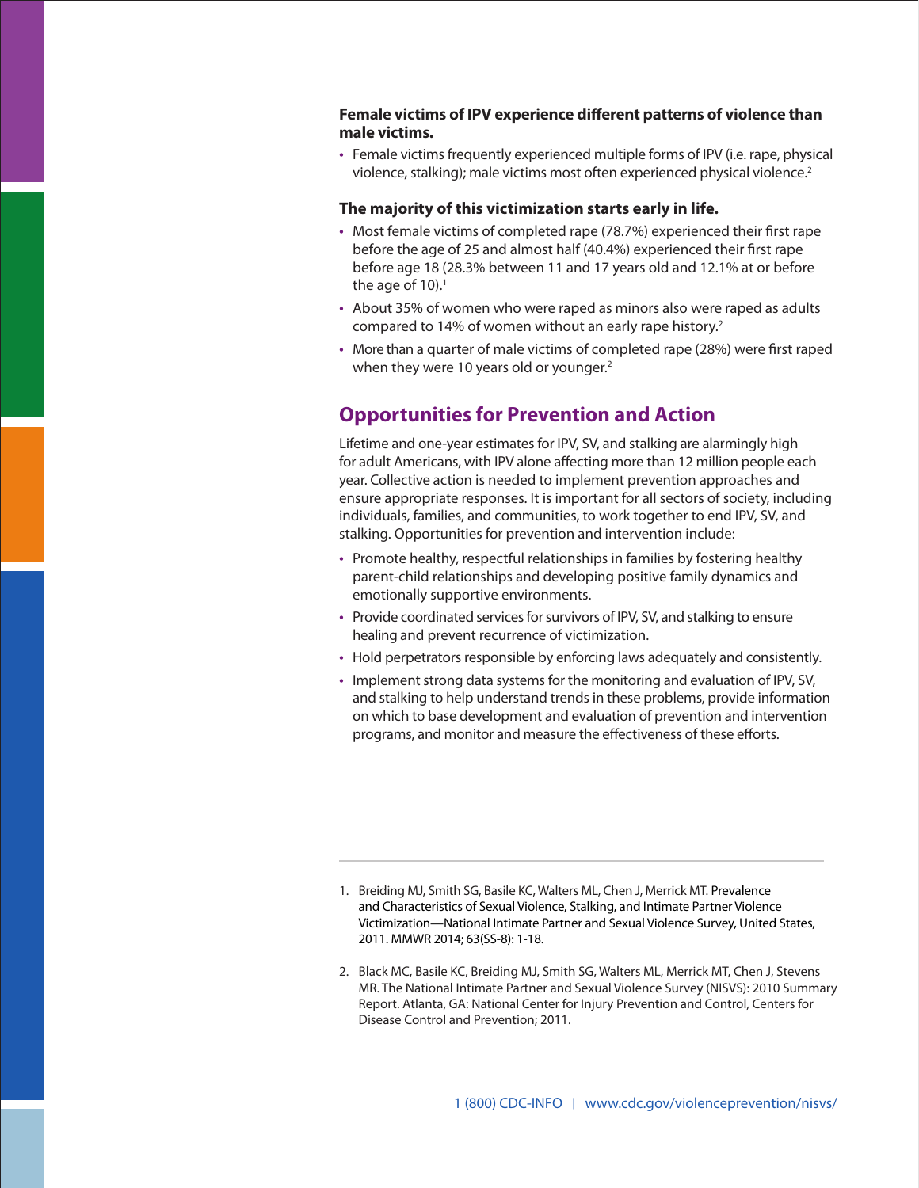**Female victims of IPV experience different patterns of violence than male victims.**

- Female victims frequently experienced multiple forms of IPV (i.e. rape, physical violence, stalking); male victims most often experienced physical violence.[2]

**The majority of this victimization starts early in life.**

- Most female victims of completed rape (78.7%) experienced their first rape before the age of 25 and almost half (40.4%) experienced their first rape before age 18 (28.3% between 11 and 17 years old and 12.1% at or before the age of 10).[1]
- About 35% of women who were raped as minors also were raped as adults compared to 14% of women without an early rape history.[2]
- More than a quarter of male victims of completed rape (28%) were first raped when they were 10 years old or younger.[2]

## Opportunities for Prevention and Action

Lifetime and one-year estimates for IPV, SV, and stalking are alarmingly high for adult Americans, with IPV alone affecting more than 12 million people each year. Collective action is needed to implement prevention approaches and ensure appropriate responses. It is important for all sectors of society, including individuals, families, and communities, to work together to end IPV, SV, and stalking. Opportunities for prevention and intervention include:

- Promote healthy, respectful relationships in families by fostering healthy parent-child relationships and developing positive family dynamics and emotionally supportive environments.
- Provide coordinated services for survivors of IPV, SV, and stalking to ensure healing and prevent recurrence of victimization.
- Hold perpetrators responsible by enforcing laws adequately and consistently.
- Implement strong data systems for the monitoring and evaluation of IPV, SV, and stalking to help understand trends in these problems, provide information on which to base development and evaluation of prevention and intervention programs, and monitor and measure the effectiveness of these efforts.

---

1. Breiding MJ, Smith SG, Basile KC, Walters ML, Chen J, Merrick MT. Prevalence and Characteristics of Sexual Violence, Stalking, and Intimate Partner Violence Victimization—National Intimate Partner and Sexual Violence Survey, United States, 2011. MMWR 2014; 63(SS-8): 1-18.

2. Black MC, Basile KC, Breiding MJ, Smith SG, Walters ML, Merrick MT, Chen J, Stevens MR. The National Intimate Partner and Sexual Violence Survey (NISVS): 2010 Summary Report. Atlanta, GA: National Center for Injury Prevention and Control, Centers for Disease Control and Prevention; 2011.

1 (800) CDC-INFO | www.cdc.gov/violenceprevention/nisvs/